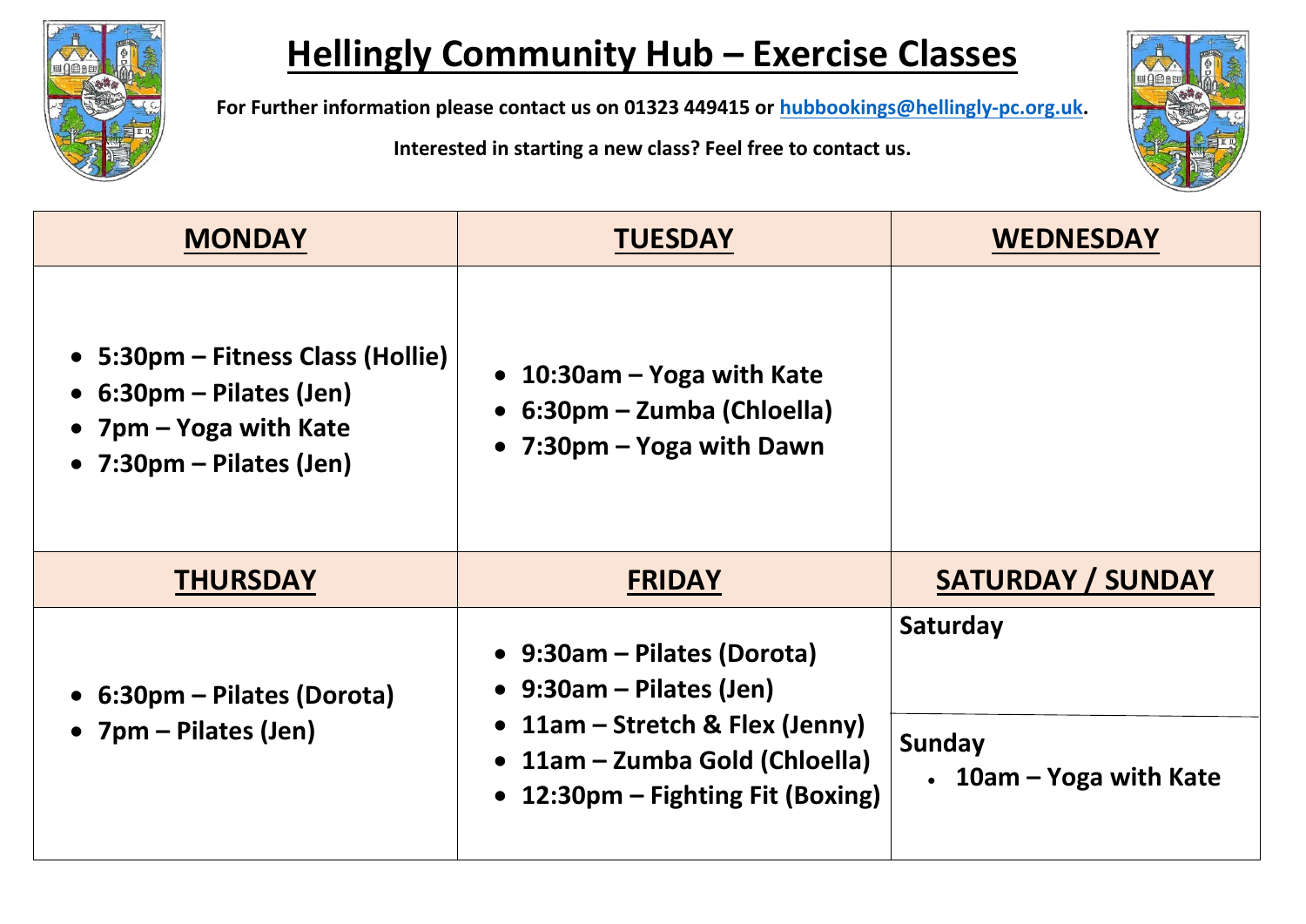# Hellingly Community Hub – Exercise Classes

**For Further information please contact us on 01323 449415 or [hubbookings@hellingly-pc.org.uk](mailto:hubbookings@hellingly-pc.org.uk).**

**Interested in starting a new class? Feel free to contact us.**

| MONDAY | TUESDAY | WEDNESDAY |
| --- | --- | --- |
| • 5:30pm – Fitness Class (Hollie)<br>• 6:30pm – Pilates (Jen)<br>• 7pm – Yoga with Kate<br>• 7:30pm – Pilates (Jen) | • 10:30am – Yoga with Kate<br>• 6:30pm – Zumba (Chloella)<br>• 7:30pm – Yoga with Dawn | |
| **THURSDAY** | **FRIDAY** | **SATURDAY / SUNDAY** |
| • 6:30pm – Pilates (Dorota)<br>• 7pm – Pilates (Jen) | • 9:30am – Pilates (Dorota)<br>• 9:30am – Pilates (Jen)<br>• 11am – Stretch & Flex (Jenny)<br>• 11am – Zumba Gold (Chloella)<br>• 12:30pm – Fighting Fit (Boxing) | **Saturday**<br><br>**Sunday**<br>• 10am – Yoga with Kate |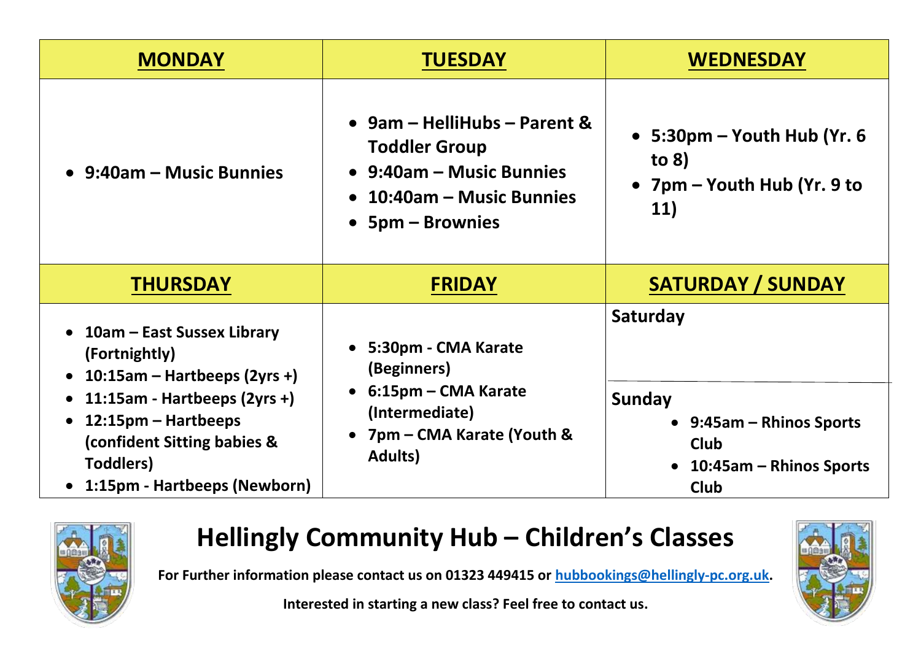| MONDAY | TUESDAY | WEDNESDAY |
| --- | --- | --- |
| • 9:40am – Music Bunnies | • 9am – HelliHubs – Parent & Toddler Group<br>• 9:40am – Music Bunnies<br>• 10:40am – Music Bunnies<br>• 5pm – Brownies | • 5:30pm – Youth Hub (Yr. 6 to 8)<br>• 7pm – Youth Hub (Yr. 9 to 11) |
| **THURSDAY** | **FRIDAY** | **SATURDAY / SUNDAY** |
| • 10am – East Sussex Library (Fortnightly)<br>• 10:15am – Hartbeeps (2yrs +)<br>• 11:15am - Hartbeeps (2yrs +)<br>• 12:15pm – Hartbeeps (confident Sitting babies & Toddlers)<br>• 1:15pm - Hartbeeps (Newborn) | • 5:30pm - CMA Karate (Beginners)<br>• 6:15pm – CMA Karate (Intermediate)<br>• 7pm – CMA Karate (Youth & Adults) | **Saturday**<br><br>**Sunday**<br>• 9:45am – Rhinos Sports Club<br>• 10:45am – Rhinos Sports Club |

# Hellingly Community Hub – Children's Classes

**For Further information please contact us on 01323 449415 or hubbookings@hellingly-pc.org.uk.**

**Interested in starting a new class? Feel free to contact us.**